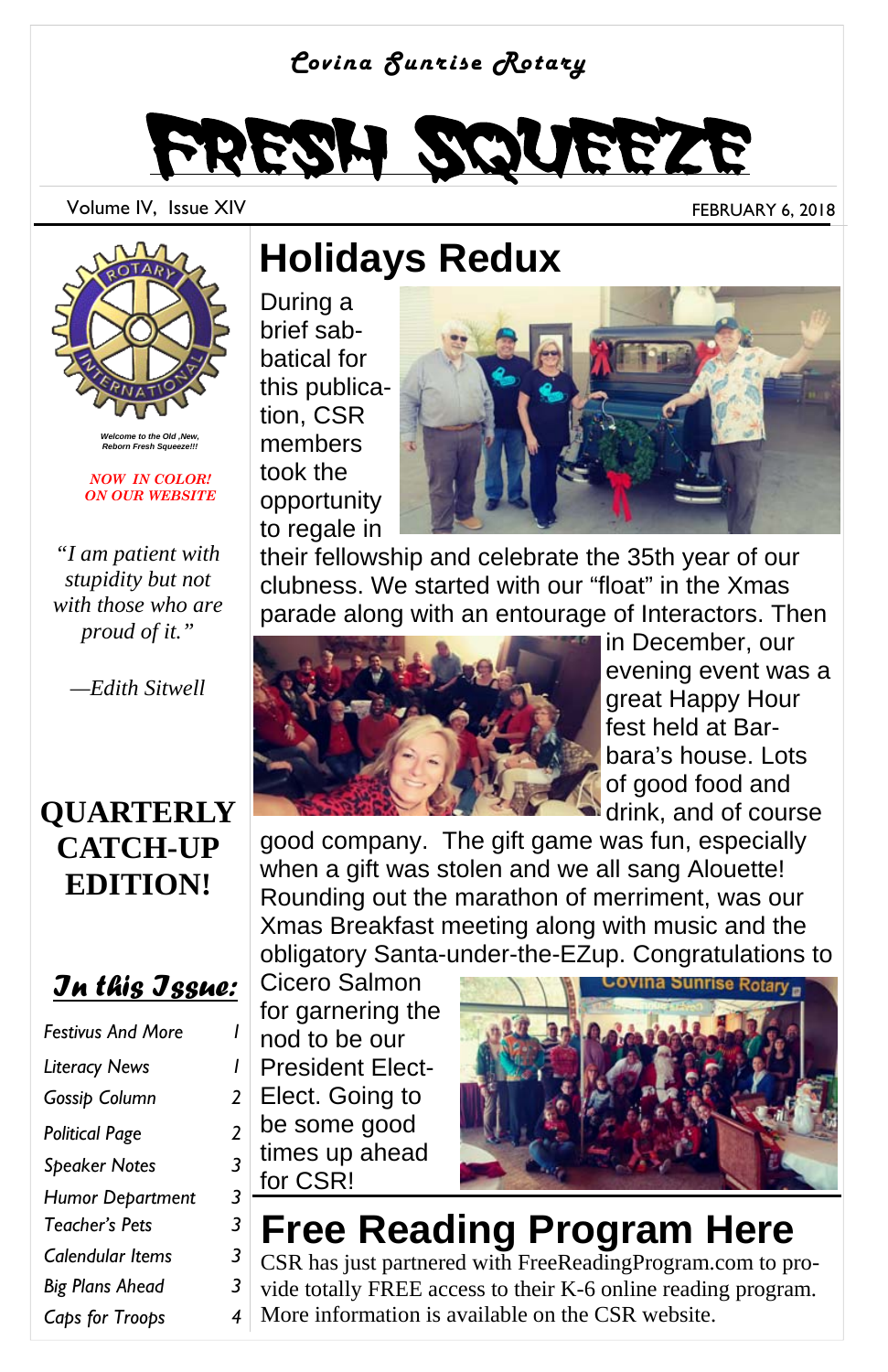*Covina Sunrise Rotary*

# FRESH SQUEEZE

Volume IV, Issue XIV

FEBRUARY 6, 2018

*Welcome to the Old ,New, Reborn Fresh Squeeze!!!*

*NOW IN COLOR! ON OUR WEBSITE*

*"I am patient with stupidity but not with those who are proud of it."*

*—Edith Sitwell*

**QUARTERLY CATCH-UP EDITION!**

### *In this Issue:*

| | |
|---|---|
| *Festivus And More* | *1* |
| *Literacy News* | *1* |
| *Gossip Column* | *2* |
| *Political Page* | *2* |
| *Speaker Notes* | *3* |
| *Humor Department* | *3* |
| *Teacher's Pets* | *3* |
| *Calendar Items* | *3* |
| *Big Plans Ahead* | *3* |
| *Caps for Troops* | *4* |

## Holidays Redux

During a brief sabbatical for this publication, CSR members took the opportunity to regale in their fellowship and celebrate the 35th year of our clubness. We started with our "float" in the Xmas parade along with an entourage of Interactors. Then in December, our evening event was a great Happy Hour fest held at Barbara's house. Lots of good food and drink, and of course good company. The gift game was fun, especially when a gift was stolen and we all sang Alouette! Rounding out the marathon of merriment, was our Xmas Breakfast meeting along with music and the obligatory Santa-under-the-EZup. Congratulations to Cicero Salmon for garnering the nod to be our President Elect-Elect. Going to be some good times up ahead for CSR!

## Free Reading Program Here

CSR has just partnered with FreeReadingProgram.com to provide totally FREE access to their K-6 online reading program. More information is available on the CSR website.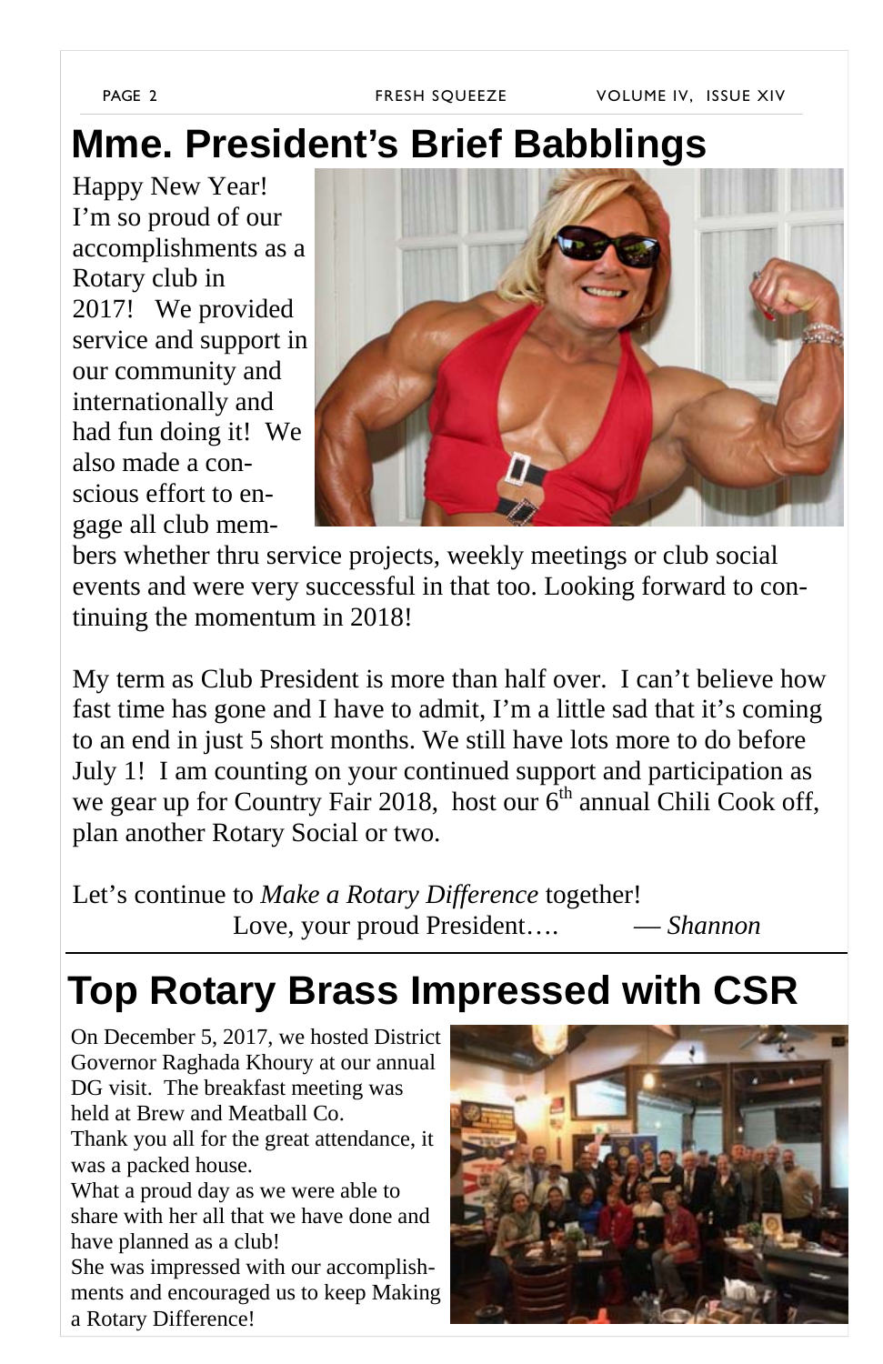# Mme. President's Brief Babblings

Happy New Year! I'm so proud of our accomplishments as a Rotary club in 2017! We provided service and support in our community and internationally and had fun doing it! We also made a conscious effort to engage all club members whether thru service projects, weekly meetings or club social events and were very successful in that too. Looking forward to continuing the momentum in 2018!

My term as Club President is more than half over. I can't believe how fast time has gone and I have to admit, I'm a little sad that it's coming to an end in just 5 short months. We still have lots more to do before July 1! I am counting on your continued support and participation as we gear up for Country Fair 2018, host our 6th annual Chili Cook off, plan another Rotary Social or two.

Let's continue to *Make a Rotary Difference* together!

Love, your proud President…. — *Shannon*

# Top Rotary Brass Impressed with CSR

On December 5, 2017, we hosted District Governor Raghada Khoury at our annual DG visit. The breakfast meeting was held at Brew and Meatball Co.

Thank you all for the great attendance, it was a packed house.

What a proud day as we were able to share with her all that we have done and have planned as a club!

She was impressed with our accomplishments and encouraged us to keep Making a Rotary Difference!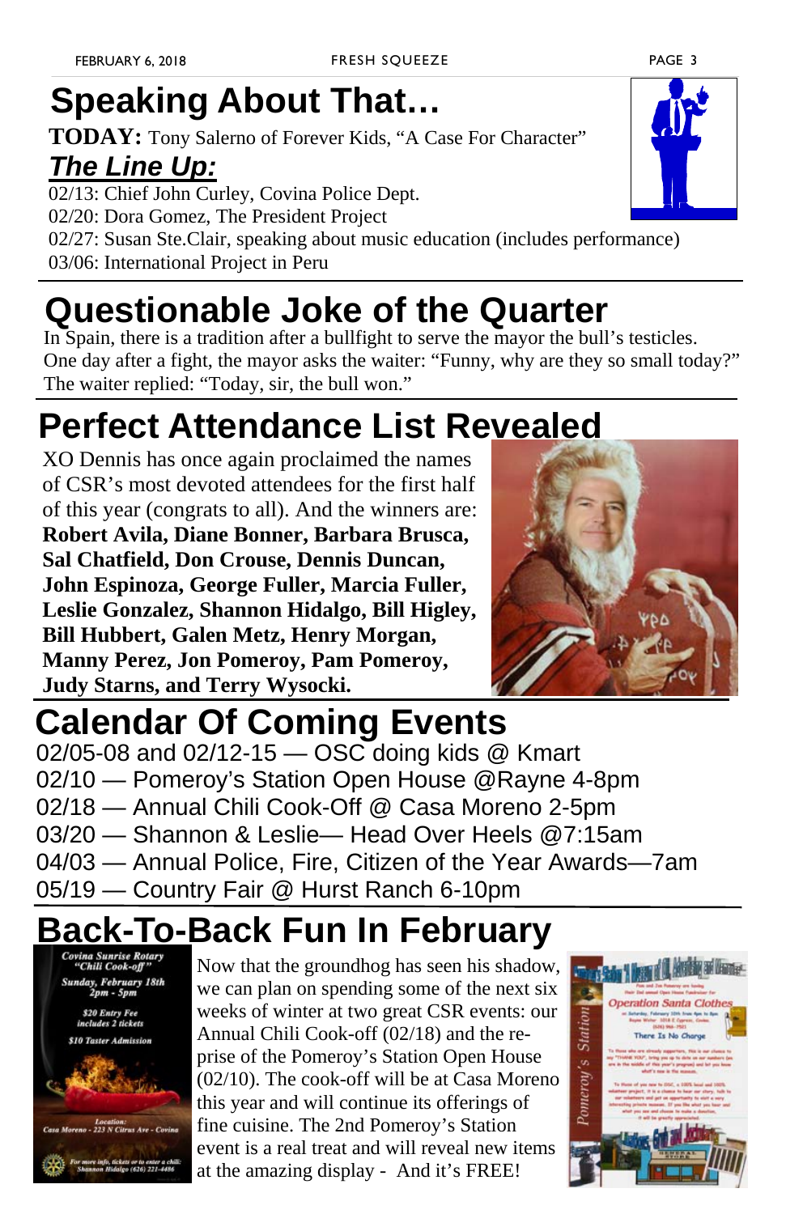# Speaking About That…

**TODAY:** Tony Salerno of Forever Kids, "A Case For Character"

## *The Line Up:*

02/13: Chief John Curley, Covina Police Dept.
02/20: Dora Gomez, The President Project
02/27: Susan Ste.Clair, speaking about music education (includes performance)
03/06: International Project in Peru

# Questionable Joke of the Quarter

In Spain, there is a tradition after a bullfight to serve the mayor the bull's testicles. One day after a fight, the mayor asks the waiter: "Funny, why are they so small today?" The waiter replied: "Today, sir, the bull won."

# Perfect Attendance List Revealed

XO Dennis has once again proclaimed the names of CSR's most devoted attendees for the first half of this year (congrats to all). And the winners are: **Robert Avila, Diane Bonner, Barbara Brusca, Sal Chatfield, Don Crouse, Dennis Duncan, John Espinoza, George Fuller, Marcia Fuller, Leslie Gonzalez, Shannon Hidalgo, Bill Higley, Bill Hubbert, Galen Metz, Henry Morgan, Manny Perez, Jon Pomeroy, Pam Pomeroy, Judy Starns, and Terry Wysocki.**

# Calendar Of Coming Events

02/05-08 and 02/12-15 — OSC doing kids @ Kmart
02/10 — Pomeroy's Station Open House @Rayne 4-8pm
02/18 — Annual Chili Cook-Off @ Casa Moreno 2-5pm
03/20 — Shannon & Leslie— Head Over Heels @7:15am
04/03 — Annual Police, Fire, Citizen of the Year Awards—7am
05/19 — Country Fair @ Hurst Ranch 6-10pm

# Back-To-Back Fun In February

Now that the groundhog has seen his shadow, we can plan on spending some of the next six weeks of winter at two great CSR events: our Annual Chili Cook-off (02/18) and the reprise of the Pomeroy's Station Open House (02/10). The cook-off will be at Casa Moreno this year and will continue its offerings of fine cuisine. The 2nd Pomeroy's Station event is a real treat and will reveal new items at the amazing display - And it's FREE!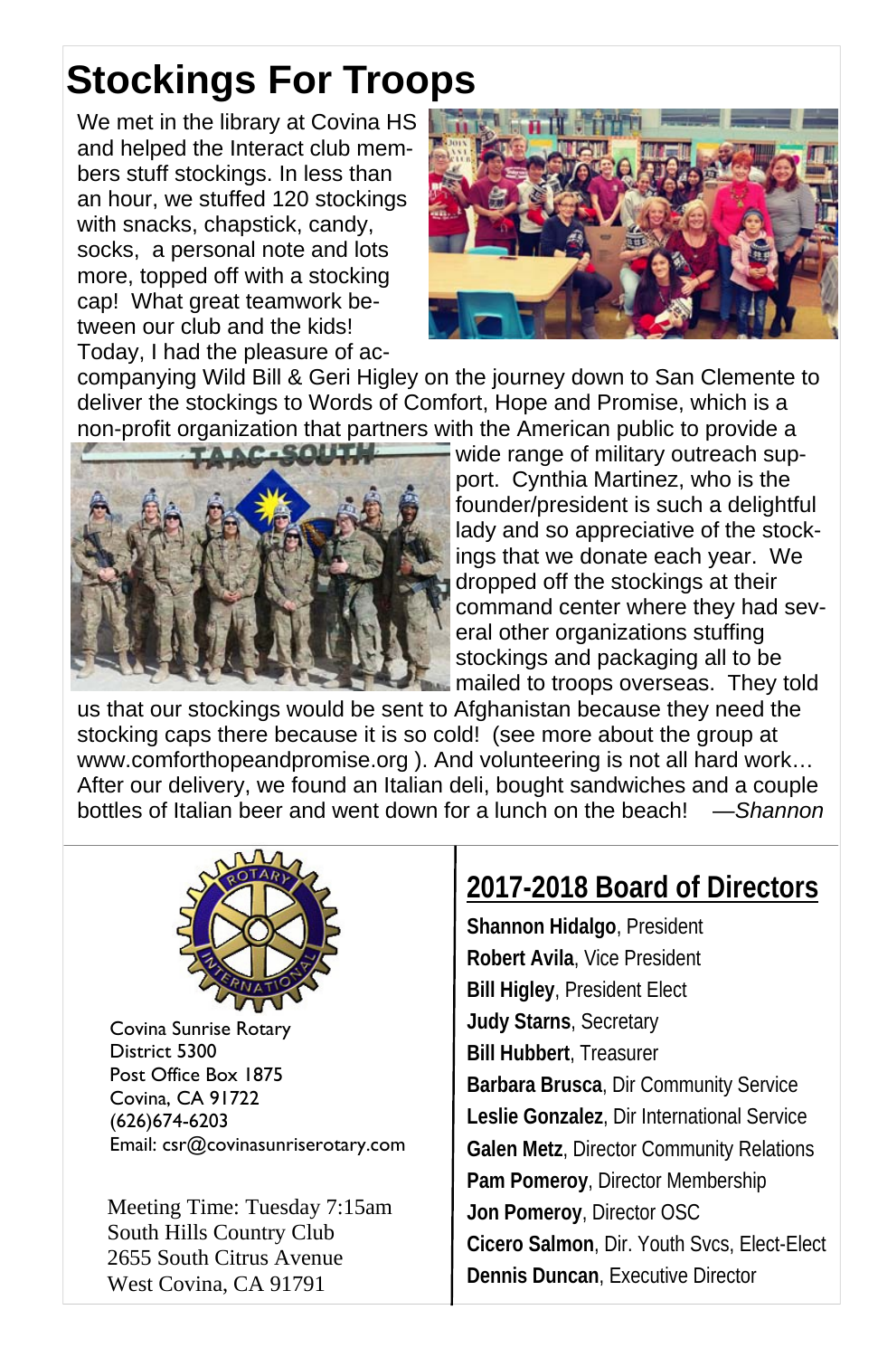# Stockings For Troops

We met in the library at Covina HS and helped the Interact club members stuff stockings. In less than an hour, we stuffed 120 stockings with snacks, chapstick, candy, socks, a personal note and lots more, topped off with a stocking cap! What great teamwork between our club and the kids! Today, I had the pleasure of accompanying Wild Bill & Geri Higley on the journey down to San Clemente to deliver the stockings to Words of Comfort, Hope and Promise, which is a non-profit organization that partners with the American public to provide a wide range of military outreach support. Cynthia Martinez, who is the founder/president is such a delightful lady and so appreciative of the stockings that we donate each year. We dropped off the stockings at their command center where they had several other organizations stuffing stockings and packaging all to be mailed to troops overseas. They told us that our stockings would be sent to Afghanistan because they need the stocking caps there because it is so cold! (see more about the group at www.comforthopeandpromise.org ). And volunteering is not all hard work… After our delivery, we found an Italian deli, bought sandwiches and a couple bottles of Italian beer and went down for a lunch on the beach! —*Shannon*

Covina Sunrise Rotary
District 5300
Post Office Box 1875
Covina, CA 91722
(626)674-6203
Email: csr@covinasunriserotary.com

Meeting Time: Tuesday 7:15am
South Hills Country Club
2655 South Citrus Avenue
West Covina, CA 91791

## 2017-2018 Board of Directors

**Shannon Hidalgo**, President
**Robert Avila**, Vice President
**Bill Higley**, President Elect
**Judy Starns**, Secretary
**Bill Hubbert**, Treasurer
**Barbara Brusca**, Dir Community Service
**Leslie Gonzalez**, Dir International Service
**Galen Metz**, Director Community Relations
**Pam Pomeroy**, Director Membership
**Jon Pomeroy**, Director OSC
**Cicero Salmon**, Dir. Youth Svcs, Elect-Elect
**Dennis Duncan**, Executive Director